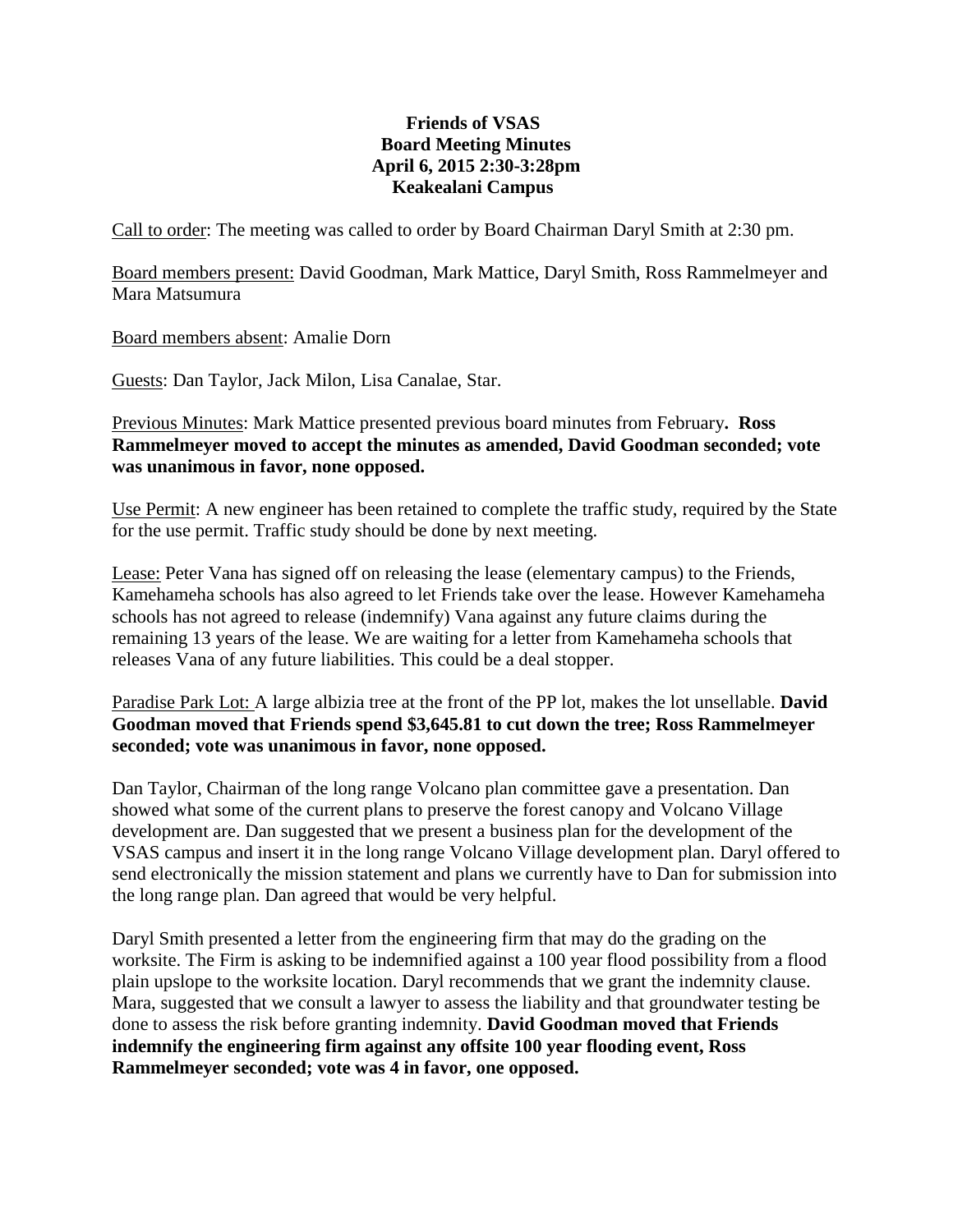**Friends of VSAS**
**Board Meeting Minutes**
**April 6, 2015 2:30-3:28pm**
**Keakealani Campus**

Call to order: The meeting was called to order by Board Chairman Daryl Smith at 2:30 pm.

Board members present: David Goodman, Mark Mattice, Daryl Smith, Ross Rammelmeyer and Mara Matsumura

Board members absent: Amalie Dorn

Guests: Dan Taylor, Jack Milon, Lisa Canalae, Star.

Previous Minutes: Mark Mattice presented previous board minutes from February**. Ross Rammelmeyer moved to accept the minutes as amended, David Goodman seconded; vote was unanimous in favor, none opposed.**

Use Permit: A new engineer has been retained to complete the traffic study, required by the State for the use permit. Traffic study should be done by next meeting.

Lease: Peter Vana has signed off on releasing the lease (elementary campus) to the Friends, Kamehameha schools has also agreed to let Friends take over the lease. However Kamehameha schools has not agreed to release (indemnify) Vana against any future claims during the remaining 13 years of the lease. We are waiting for a letter from Kamehameha schools that releases Vana of any future liabilities. This could be a deal stopper.

Paradise Park Lot: A large albizia tree at the front of the PP lot, makes the lot unsellable. **David Goodman moved that Friends spend $3,645.81 to cut down the tree; Ross Rammelmeyer seconded; vote was unanimous in favor, none opposed.**

Dan Taylor, Chairman of the long range Volcano plan committee gave a presentation. Dan showed what some of the current plans to preserve the forest canopy and Volcano Village development are. Dan suggested that we present a business plan for the development of the VSAS campus and insert it in the long range Volcano Village development plan. Daryl offered to send electronically the mission statement and plans we currently have to Dan for submission into the long range plan. Dan agreed that would be very helpful.

Daryl Smith presented a letter from the engineering firm that may do the grading on the worksite. The Firm is asking to be indemnified against a 100 year flood possibility from a flood plain upslope to the worksite location. Daryl recommends that we grant the indemnity clause. Mara, suggested that we consult a lawyer to assess the liability and that groundwater testing be done to assess the risk before granting indemnity. **David Goodman moved that Friends indemnify the engineering firm against any offsite 100 year flooding event, Ross Rammelmeyer seconded; vote was 4 in favor, one opposed.**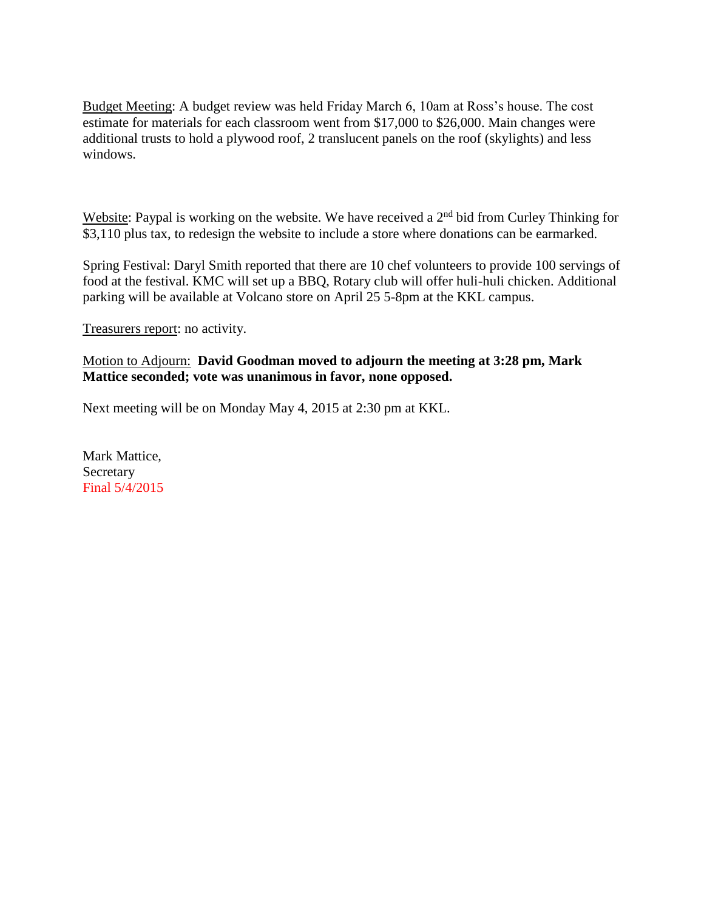Budget Meeting: A budget review was held Friday March 6, 10am at Ross's house. The cost estimate for materials for each classroom went from $17,000 to $26,000. Main changes were additional trusts to hold a plywood roof, 2 translucent panels on the roof (skylights) and less windows.

Website: Paypal is working on the website. We have received a 2nd bid from Curley Thinking for $3,110 plus tax, to redesign the website to include a store where donations can be earmarked.

Spring Festival: Daryl Smith reported that there are 10 chef volunteers to provide 100 servings of food at the festival. KMC will set up a BBQ, Rotary club will offer huli-huli chicken. Additional parking will be available at Volcano store on April 25 5-8pm at the KKL campus.

Treasurers report: no activity.

Motion to Adjourn: **David Goodman moved to adjourn the meeting at 3:28 pm, Mark Mattice seconded; vote was unanimous in favor, none opposed.**

Next meeting will be on Monday May 4, 2015 at 2:30 pm at KKL.

Mark Mattice,
Secretary
Final 5/4/2015